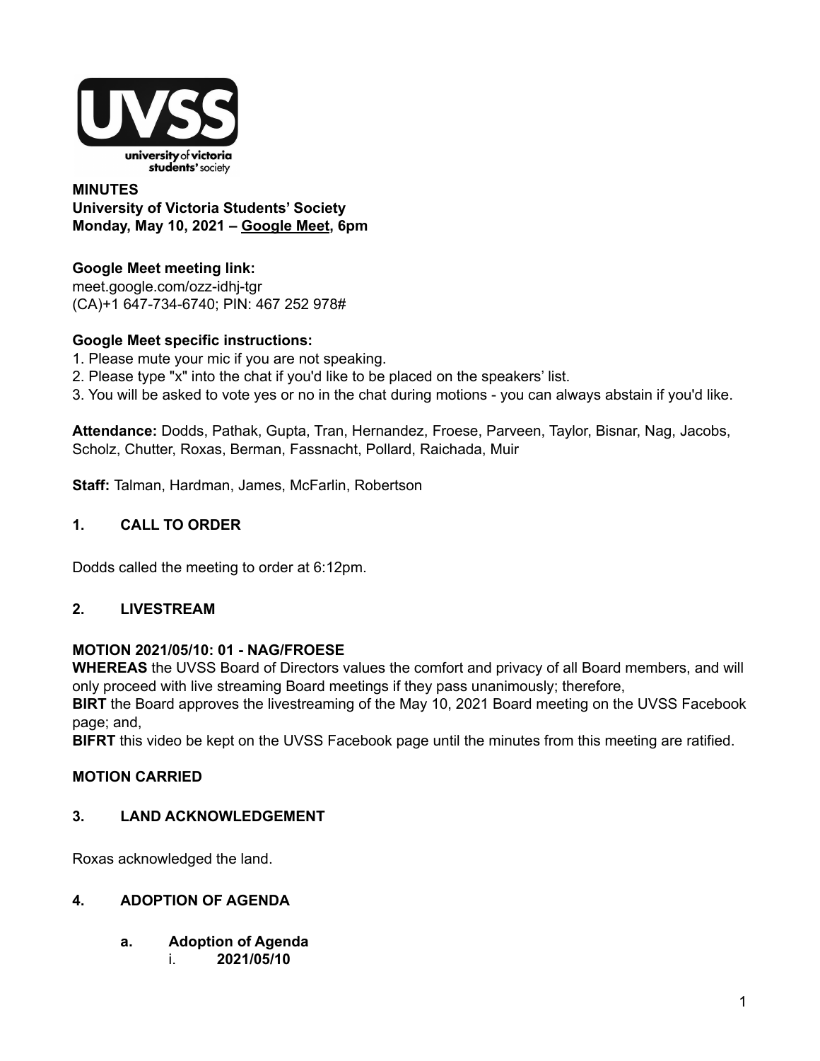**MINUTES**
**University of Victoria Students' Society**
**Monday, May 10, 2021 – Google Meet, 6pm**

**Google Meet meeting link:**
meet.google.com/ozz-idhj-tgr
(CA)+1 647-734-6740; PIN: 467 252 978#

**Google Meet specific instructions:**

1. Please mute your mic if you are not speaking.
2. Please type "x" into the chat if you'd like to be placed on the speakers' list.
3. You will be asked to vote yes or no in the chat during motions - you can always abstain if you'd like.

**Attendance:** Dodds, Pathak, Gupta, Tran, Hernandez, Froese, Parveen, Taylor, Bisnar, Nag, Jacobs, Scholz, Chutter, Roxas, Berman, Fassnacht, Pollard, Raichada, Muir

**Staff:** Talman, Hardman, James, McFarlin, Robertson

## 1. CALL TO ORDER

Dodds called the meeting to order at 6:12pm.

## 2. LIVESTREAM

**MOTION 2021/05/10: 01 - NAG/FROESE**

**WHEREAS** the UVSS Board of Directors values the comfort and privacy of all Board members, and will only proceed with live streaming Board meetings if they pass unanimously; therefore,

**BIRT** the Board approves the livestreaming of the May 10, 2021 Board meeting on the UVSS Facebook page; and,

**BIFRT** this video be kept on the UVSS Facebook page until the minutes from this meeting are ratified.

**MOTION CARRIED**

## 3. LAND ACKNOWLEDGEMENT

Roxas acknowledged the land.

## 4. ADOPTION OF AGENDA

### a. Adoption of Agenda

i. **2021/05/10**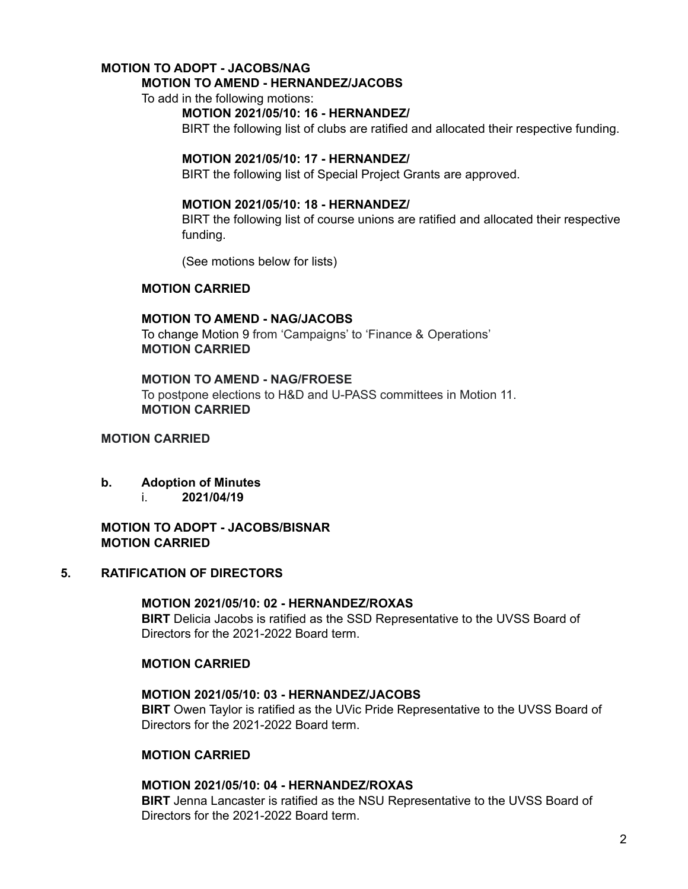**MOTION TO ADOPT - JACOBS/NAG**

**MOTION TO AMEND - HERNANDEZ/JACOBS**

To add in the following motions:

**MOTION 2021/05/10: 16 - HERNANDEZ/**

BIRT the following list of clubs are ratified and allocated their respective funding.

**MOTION 2021/05/10: 17 - HERNANDEZ/**

BIRT the following list of Special Project Grants are approved.

**MOTION 2021/05/10: 18 - HERNANDEZ/**

BIRT the following list of course unions are ratified and allocated their respective funding.

(See motions below for lists)

**MOTION CARRIED**

**MOTION TO AMEND - NAG/JACOBS**

To change Motion 9 from 'Campaigns' to 'Finance & Operations'

**MOTION CARRIED**

**MOTION TO AMEND - NAG/FROESE**

To postpone elections to H&D and U-PASS committees in Motion 11.

**MOTION CARRIED**

**MOTION CARRIED**

**b. Adoption of Minutes**

i. **2021/04/19**

**MOTION TO ADOPT - JACOBS/BISNAR**

**MOTION CARRIED**

## 5. RATIFICATION OF DIRECTORS

**MOTION 2021/05/10: 02 - HERNANDEZ/ROXAS**

**BIRT** Delicia Jacobs is ratified as the SSD Representative to the UVSS Board of Directors for the 2021-2022 Board term.

**MOTION CARRIED**

**MOTION 2021/05/10: 03 - HERNANDEZ/JACOBS**

**BIRT** Owen Taylor is ratified as the UVic Pride Representative to the UVSS Board of Directors for the 2021-2022 Board term.

**MOTION CARRIED**

**MOTION 2021/05/10: 04 - HERNANDEZ/ROXAS**

**BIRT** Jenna Lancaster is ratified as the NSU Representative to the UVSS Board of Directors for the 2021-2022 Board term.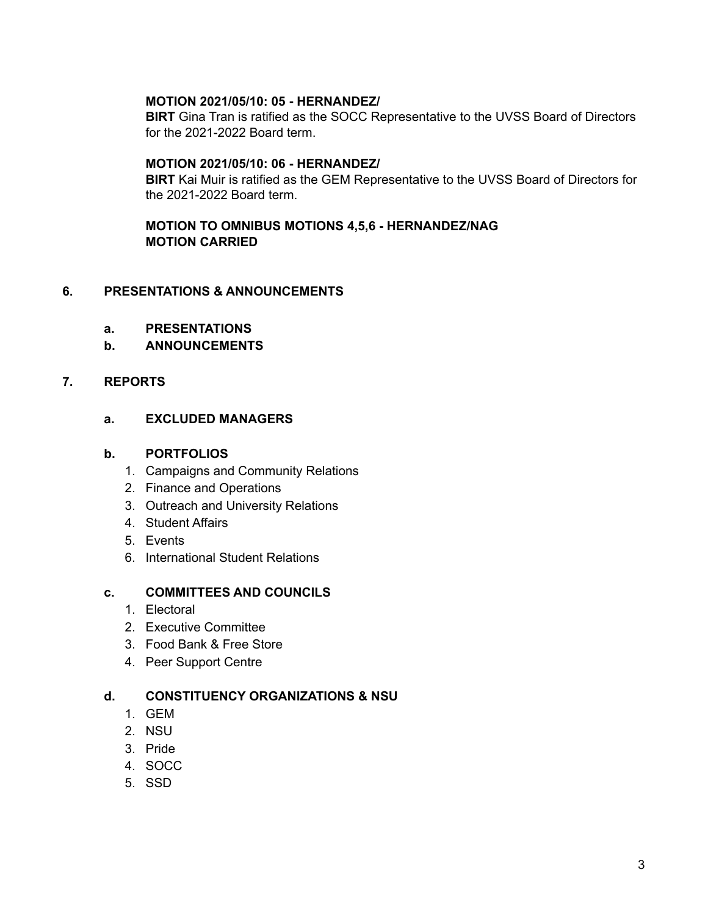**MOTION 2021/05/10: 05 - HERNANDEZ/**
**BIRT** Gina Tran is ratified as the SOCC Representative to the UVSS Board of Directors for the 2021-2022 Board term.

**MOTION 2021/05/10: 06 - HERNANDEZ/**
**BIRT** Kai Muir is ratified as the GEM Representative to the UVSS Board of Directors for the 2021-2022 Board term.

**MOTION TO OMNIBUS MOTIONS 4,5,6 - HERNANDEZ/NAG**
**MOTION CARRIED**

## 6. PRESENTATIONS & ANNOUNCEMENTS

### a. PRESENTATIONS

### b. ANNOUNCEMENTS

## 7. REPORTS

### a. EXCLUDED MANAGERS

### b. PORTFOLIOS

1. Campaigns and Community Relations
2. Finance and Operations
3. Outreach and University Relations
4. Student Affairs
5. Events
6. International Student Relations

### c. COMMITTEES AND COUNCILS

1. Electoral
2. Executive Committee
3. Food Bank & Free Store
4. Peer Support Centre

### d. CONSTITUENCY ORGANIZATIONS & NSU

1. GEM
2. NSU
3. Pride
4. SOCC
5. SSD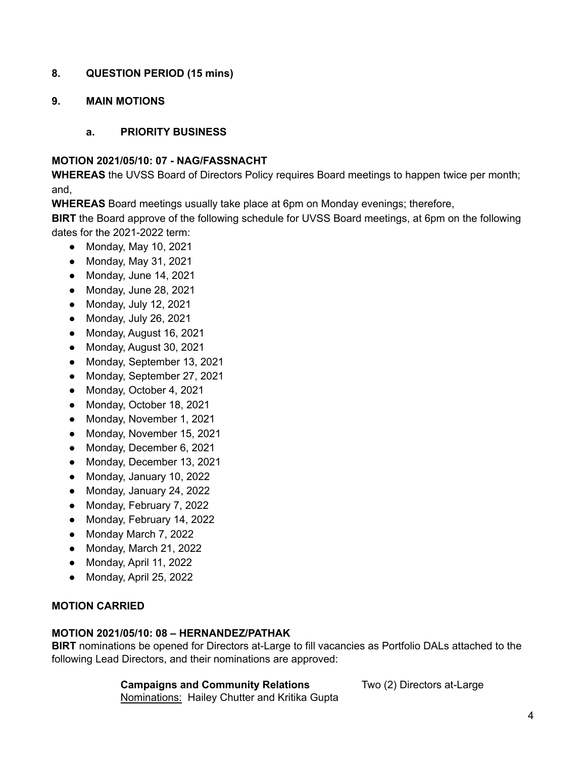**8. QUESTION PERIOD (15 mins)**

**9. MAIN MOTIONS**

**a. PRIORITY BUSINESS**

**MOTION 2021/05/10: 07 - NAG/FASSNACHT**

**WHEREAS** the UVSS Board of Directors Policy requires Board meetings to happen twice per month; and,

**WHEREAS** Board meetings usually take place at 6pm on Monday evenings; therefore,

**BIRT** the Board approve of the following schedule for UVSS Board meetings, at 6pm on the following dates for the 2021-2022 term:

- Monday, May 10, 2021
- Monday, May 31, 2021
- Monday, June 14, 2021
- Monday, June 28, 2021
- Monday, July 12, 2021
- Monday, July 26, 2021
- Monday, August 16, 2021
- Monday, August 30, 2021
- Monday, September 13, 2021
- Monday, September 27, 2021
- Monday, October 4, 2021
- Monday, October 18, 2021
- Monday, November 1, 2021
- Monday, November 15, 2021
- Monday, December 6, 2021
- Monday, December 13, 2021
- Monday, January 10, 2022
- Monday, January 24, 2022
- Monday, February 7, 2022
- Monday, February 14, 2022
- Monday March 7, 2022
- Monday, March 21, 2022
- Monday, April 11, 2022
- Monday, April 25, 2022

**MOTION CARRIED**

**MOTION 2021/05/10: 08 – HERNANDEZ/PATHAK**

**BIRT** nominations be opened for Directors at-Large to fill vacancies as Portfolio DALs attached to the following Lead Directors, and their nominations are approved:

**Campaigns and Community Relations** Two (2) Directors at-Large
Nominations: Hailey Chutter and Kritika Gupta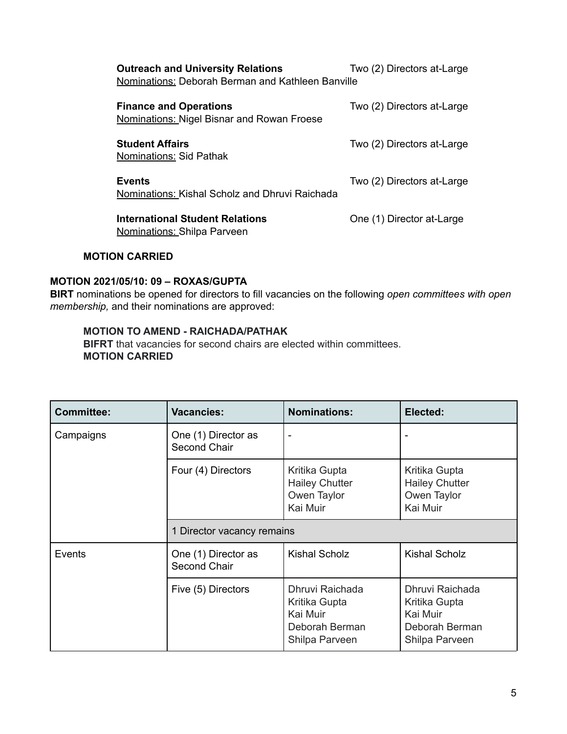**Outreach and University Relations** Two (2) Directors at-Large
Nominations: Deborah Berman and Kathleen Banville

**Finance and Operations** Two (2) Directors at-Large
Nominations: Nigel Bisnar and Rowan Froese

**Student Affairs** Two (2) Directors at-Large
Nominations: Sid Pathak

**Events** Two (2) Directors at-Large
Nominations: Kishal Scholz and Dhruvi Raichada

**International Student Relations** One (1) Director at-Large
Nominations: Shilpa Parveen

**MOTION CARRIED**

**MOTION 2021/05/10: 09 – ROXAS/GUPTA**
**BIRT** nominations be opened for directors to fill vacancies on the following *open committees with open membership,* and their nominations are approved:

**MOTION TO AMEND - RAICHADA/PATHAK**
**BIFRT** that vacancies for second chairs are elected within committees.
**MOTION CARRIED**

| Committee: | Vacancies: | Nominations: | Elected: |
|---|---|---|---|
| Campaigns | One (1) Director as Second Chair | - | - |
| | Four (4) Directors | Kritika Gupta<br>Hailey Chutter<br>Owen Taylor<br>Kai Muir | Kritika Gupta<br>Hailey Chutter<br>Owen Taylor<br>Kai Muir |
| | 1 Director vacancy remains | | |
| Events | One (1) Director as Second Chair | Kishal Scholz | Kishal Scholz |
| | Five (5) Directors | Dhruvi Raichada<br>Kritika Gupta<br>Kai Muir<br>Deborah Berman<br>Shilpa Parveen | Dhruvi Raichada<br>Kritika Gupta<br>Kai Muir<br>Deborah Berman<br>Shilpa Parveen |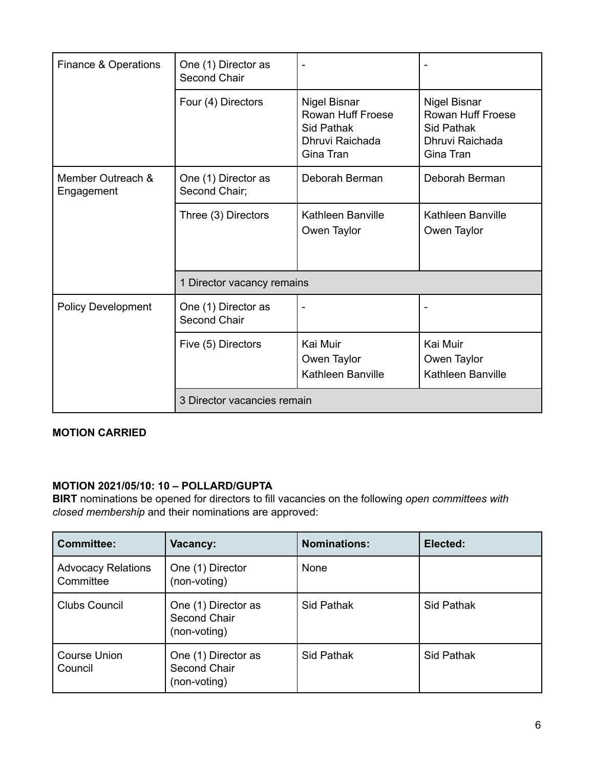| | | | |
|---|---|---|---|
| Finance & Operations | One (1) Director as Second Chair | - | - |
| | Four (4) Directors | Nigel Bisnar<br>Rowan Huff Froese<br>Sid Pathak<br>Dhruvi Raichada<br>Gina Tran | Nigel Bisnar<br>Rowan Huff Froese<br>Sid Pathak<br>Dhruvi Raichada<br>Gina Tran |
| Member Outreach & Engagement | One (1) Director as Second Chair; | Deborah Berman | Deborah Berman |
| | Three (3) Directors | Kathleen Banville<br>Owen Taylor | Kathleen Banville<br>Owen Taylor |
| | 1 Director vacancy remains | | |
| Policy Development | One (1) Director as Second Chair | - | - |
| | Five (5) Directors | Kai Muir<br>Owen Taylor<br>Kathleen Banville | Kai Muir<br>Owen Taylor<br>Kathleen Banville |
| | 3 Director vacancies remain | | |

**MOTION CARRIED**

**MOTION 2021/05/10: 10 – POLLARD/GUPTA**
**BIRT** nominations be opened for directors to fill vacancies on the following *open committees with closed membership* and their nominations are approved:

| Committee: | Vacancy: | Nominations: | Elected: |
|---|---|---|---|
| Advocacy Relations Committee | One (1) Director (non-voting) | None | |
| Clubs Council | One (1) Director as Second Chair (non-voting) | Sid Pathak | Sid Pathak |
| Course Union Council | One (1) Director as Second Chair (non-voting) | Sid Pathak | Sid Pathak |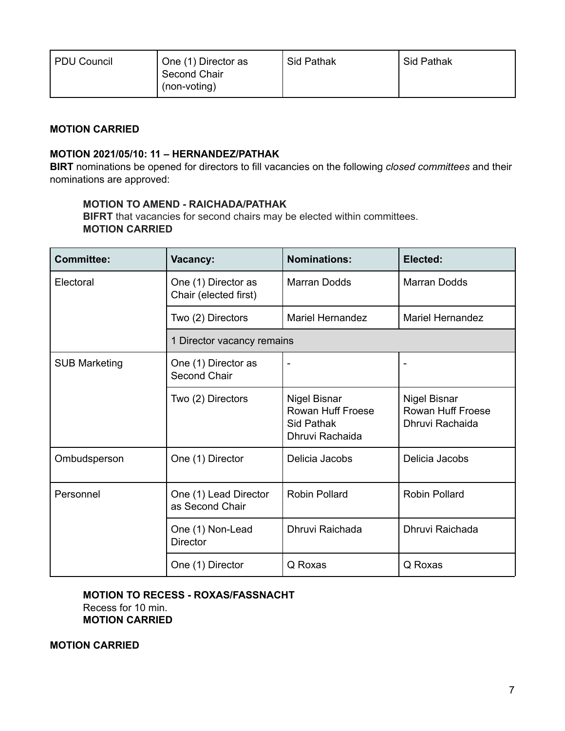| PDU Council | One (1) Director as Second Chair (non-voting) | Sid Pathak | Sid Pathak |
|---|---|---|---|

**MOTION CARRIED**

**MOTION 2021/05/10: 11 – HERNANDEZ/PATHAK**
**BIRT** nominations be opened for directors to fill vacancies on the following *closed committees* and their nominations are approved:

> **MOTION TO AMEND - RAICHADA/PATHAK**
> **BIFRT** that vacancies for second chairs may be elected within committees.
> **MOTION CARRIED**

| Committee: | Vacancy: | Nominations: | Elected: |
|---|---|---|---|
| Electoral | One (1) Director as Chair (elected first) | Marran Dodds | Marran Dodds |
| | Two (2) Directors | Mariel Hernandez | Mariel Hernandez |
| | 1 Director vacancy remains | | |
| SUB Marketing | One (1) Director as Second Chair | - | - |
| | Two (2) Directors | Nigel Bisnar<br>Rowan Huff Froese<br>Sid Pathak<br>Dhruvi Rachaida | Nigel Bisnar<br>Rowan Huff Froese<br>Dhruvi Rachaida |
| Ombudsperson | One (1) Director | Delicia Jacobs | Delicia Jacobs |
| Personnel | One (1) Lead Director as Second Chair | Robin Pollard | Robin Pollard |
| | One (1) Non-Lead Director | Dhruvi Raichada | Dhruvi Raichada |
| | One (1) Director | Q Roxas | Q Roxas |

> **MOTION TO RECESS - ROXAS/FASSNACHT**
> Recess for 10 min.
> **MOTION CARRIED**

**MOTION CARRIED**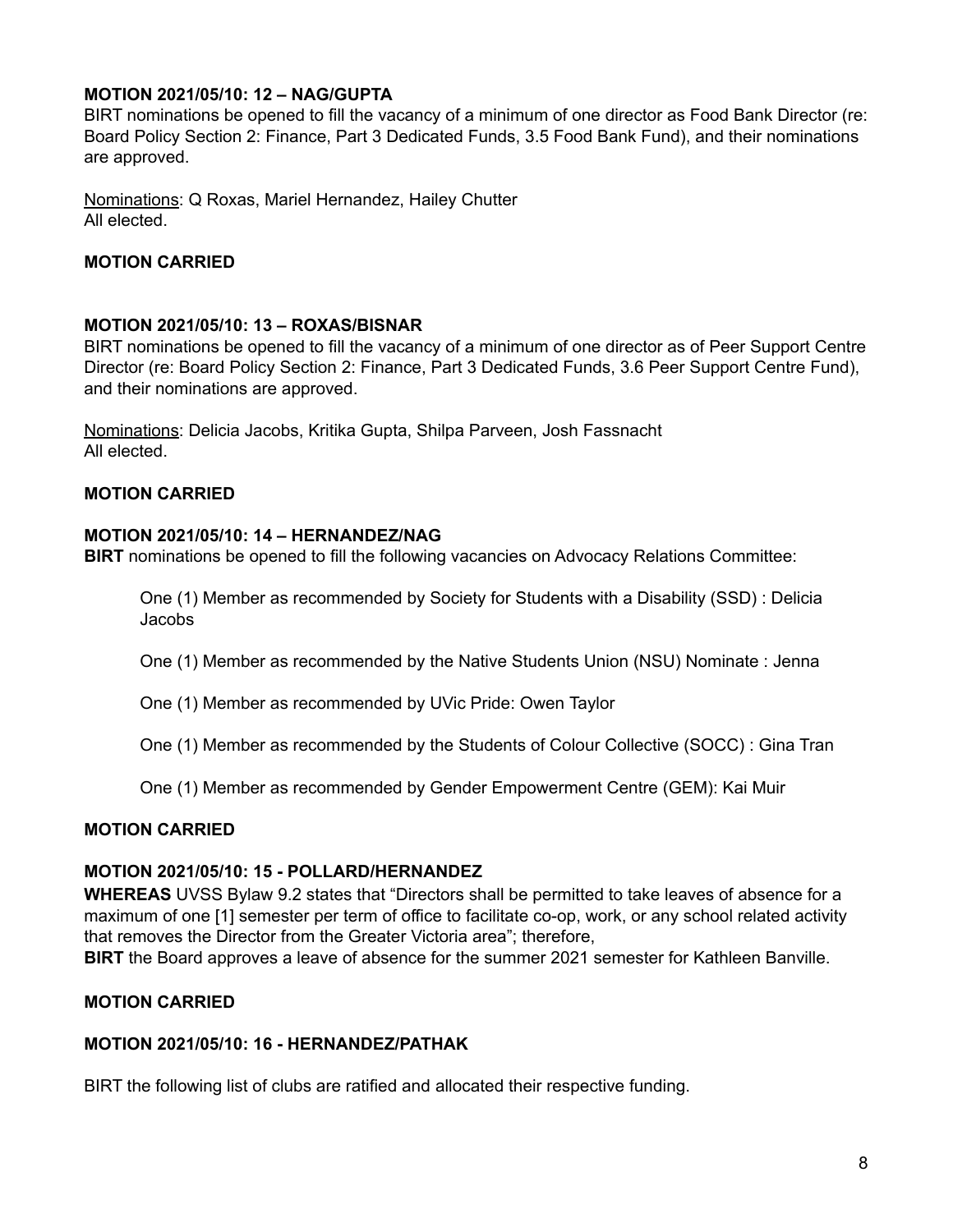**MOTION 2021/05/10: 12 – NAG/GUPTA**
BIRT nominations be opened to fill the vacancy of a minimum of one director as Food Bank Director (re: Board Policy Section 2: Finance, Part 3 Dedicated Funds, 3.5 Food Bank Fund), and their nominations are approved.

<u>Nominations</u>: Q Roxas, Mariel Hernandez, Hailey Chutter
All elected.

**MOTION CARRIED**

**MOTION 2021/05/10: 13 – ROXAS/BISNAR**
BIRT nominations be opened to fill the vacancy of a minimum of one director as of Peer Support Centre Director (re: Board Policy Section 2: Finance, Part 3 Dedicated Funds, 3.6 Peer Support Centre Fund), and their nominations are approved.

<u>Nominations</u>: Delicia Jacobs, Kritika Gupta, Shilpa Parveen, Josh Fassnacht
All elected.

**MOTION CARRIED**

**MOTION 2021/05/10: 14 – HERNANDEZ/NAG**
**BIRT** nominations be opened to fill the following vacancies on Advocacy Relations Committee:

> One (1) Member as recommended by Society for Students with a Disability (SSD) : Delicia Jacobs
>
> One (1) Member as recommended by the Native Students Union (NSU) Nominate : Jenna
>
> One (1) Member as recommended by UVic Pride: Owen Taylor
>
> One (1) Member as recommended by the Students of Colour Collective (SOCC) : Gina Tran
>
> One (1) Member as recommended by Gender Empowerment Centre (GEM): Kai Muir

**MOTION CARRIED**

**MOTION 2021/05/10: 15 - POLLARD/HERNANDEZ**
**WHEREAS** UVSS Bylaw 9.2 states that "Directors shall be permitted to take leaves of absence for a maximum of one [1] semester per term of office to facilitate co-op, work, or any school related activity that removes the Director from the Greater Victoria area"; therefore,
**BIRT** the Board approves a leave of absence for the summer 2021 semester for Kathleen Banville.

**MOTION CARRIED**

**MOTION 2021/05/10: 16 - HERNANDEZ/PATHAK**

BIRT the following list of clubs are ratified and allocated their respective funding.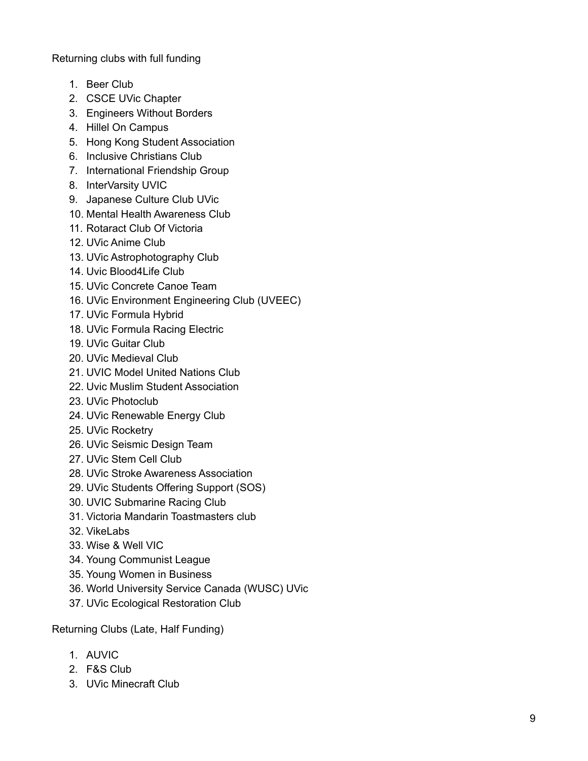Returning clubs with full funding

1. Beer Club
2. CSCE UVic Chapter
3. Engineers Without Borders
4. Hillel On Campus
5. Hong Kong Student Association
6. Inclusive Christians Club
7. International Friendship Group
8. InterVarsity UVIC
9. Japanese Culture Club UVic
10. Mental Health Awareness Club
11. Rotaract Club Of Victoria
12. UVic Anime Club
13. UVic Astrophotography Club
14. Uvic Blood4Life Club
15. UVic Concrete Canoe Team
16. UVic Environment Engineering Club (UVEEC)
17. UVic Formula Hybrid
18. UVic Formula Racing Electric
19. UVic Guitar Club
20. UVic Medieval Club
21. UVIC Model United Nations Club
22. Uvic Muslim Student Association
23. UVic Photoclub
24. UVic Renewable Energy Club
25. UVic Rocketry
26. UVic Seismic Design Team
27. UVic Stem Cell Club
28. UVic Stroke Awareness Association
29. UVic Students Offering Support (SOS)
30. UVIC Submarine Racing Club
31. Victoria Mandarin Toastmasters club
32. VikeLabs
33. Wise & Well VIC
34. Young Communist League
35. Young Women in Business
36. World University Service Canada (WUSC) UVic
37. UVic Ecological Restoration Club

Returning Clubs (Late, Half Funding)

1. AUVIC
2. F&S Club
3. UVic Minecraft Club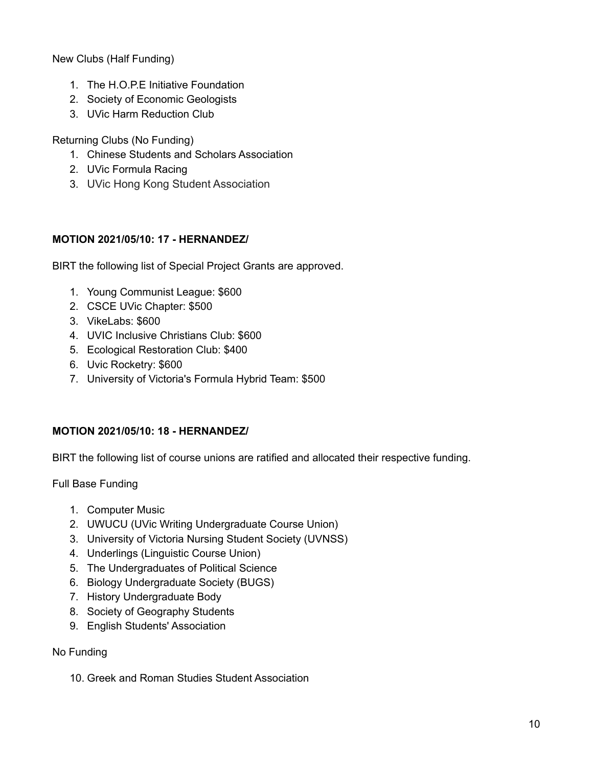New Clubs (Half Funding)

1. The H.O.P.E Initiative Foundation
2. Society of Economic Geologists
3. UVic Harm Reduction Club

Returning Clubs (No Funding)

1. Chinese Students and Scholars Association
2. UVic Formula Racing
3. UVic Hong Kong Student Association

**MOTION 2021/05/10: 17 - HERNANDEZ/**

BIRT the following list of Special Project Grants are approved.

1. Young Communist League: $600
2. CSCE UVic Chapter: $500
3. VikeLabs: $600
4. UVIC Inclusive Christians Club: $600
5. Ecological Restoration Club: $400
6. Uvic Rocketry: $600
7. University of Victoria's Formula Hybrid Team: $500

**MOTION 2021/05/10: 18 - HERNANDEZ/**

BIRT the following list of course unions are ratified and allocated their respective funding.

Full Base Funding

1. Computer Music
2. UWUCU (UVic Writing Undergraduate Course Union)
3. University of Victoria Nursing Student Society (UVNSS)
4. Underlings (Linguistic Course Union)
5. The Undergraduates of Political Science
6. Biology Undergraduate Society (BUGS)
7. History Undergraduate Body
8. Society of Geography Students
9. English Students' Association

No Funding

10. Greek and Roman Studies Student Association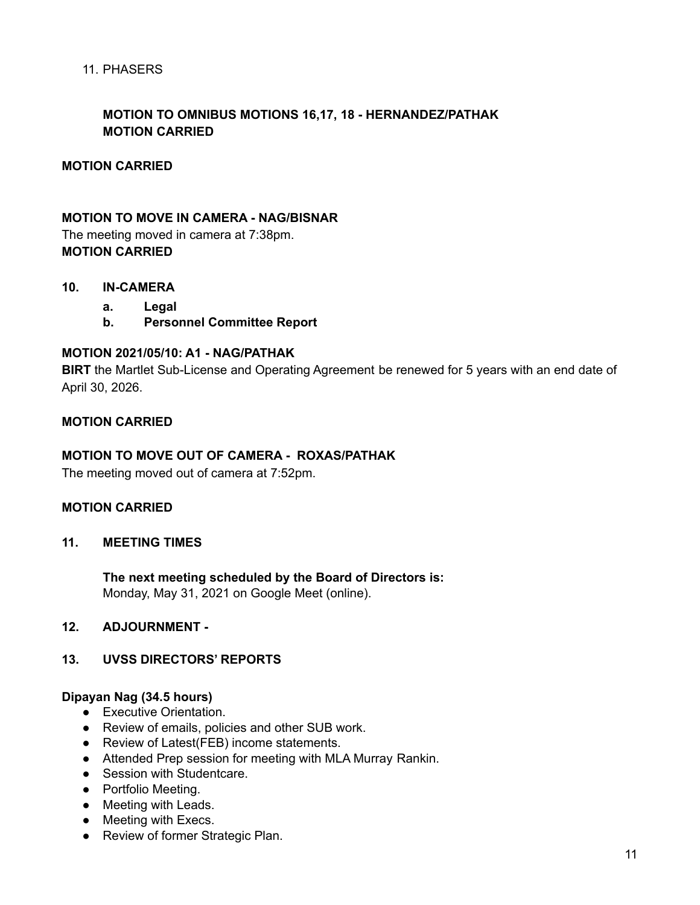11. PHASERS

**MOTION TO OMNIBUS MOTIONS 16,17, 18 - HERNANDEZ/PATHAK**
**MOTION CARRIED**

**MOTION CARRIED**

**MOTION TO MOVE IN CAMERA - NAG/BISNAR**
The meeting moved in camera at 7:38pm.
**MOTION CARRIED**

## 10. IN-CAMERA

- **a. Legal**
- **b. Personnel Committee Report**

**MOTION 2021/05/10: A1 - NAG/PATHAK**
**BIRT** the Martlet Sub-License and Operating Agreement be renewed for 5 years with an end date of April 30, 2026.

**MOTION CARRIED**

**MOTION TO MOVE OUT OF CAMERA - ROXAS/PATHAK**
The meeting moved out of camera at 7:52pm.

**MOTION CARRIED**

## 11. MEETING TIMES

**The next meeting scheduled by the Board of Directors is:**
Monday, May 31, 2021 on Google Meet (online).

## 12. ADJOURNMENT -

## 13. UVSS DIRECTORS' REPORTS

**Dipayan Nag (34.5 hours)**

- Executive Orientation.
- Review of emails, policies and other SUB work.
- Review of Latest(FEB) income statements.
- Attended Prep session for meeting with MLA Murray Rankin.
- Session with Studentcare.
- Portfolio Meeting.
- Meeting with Leads.
- Meeting with Execs.
- Review of former Strategic Plan.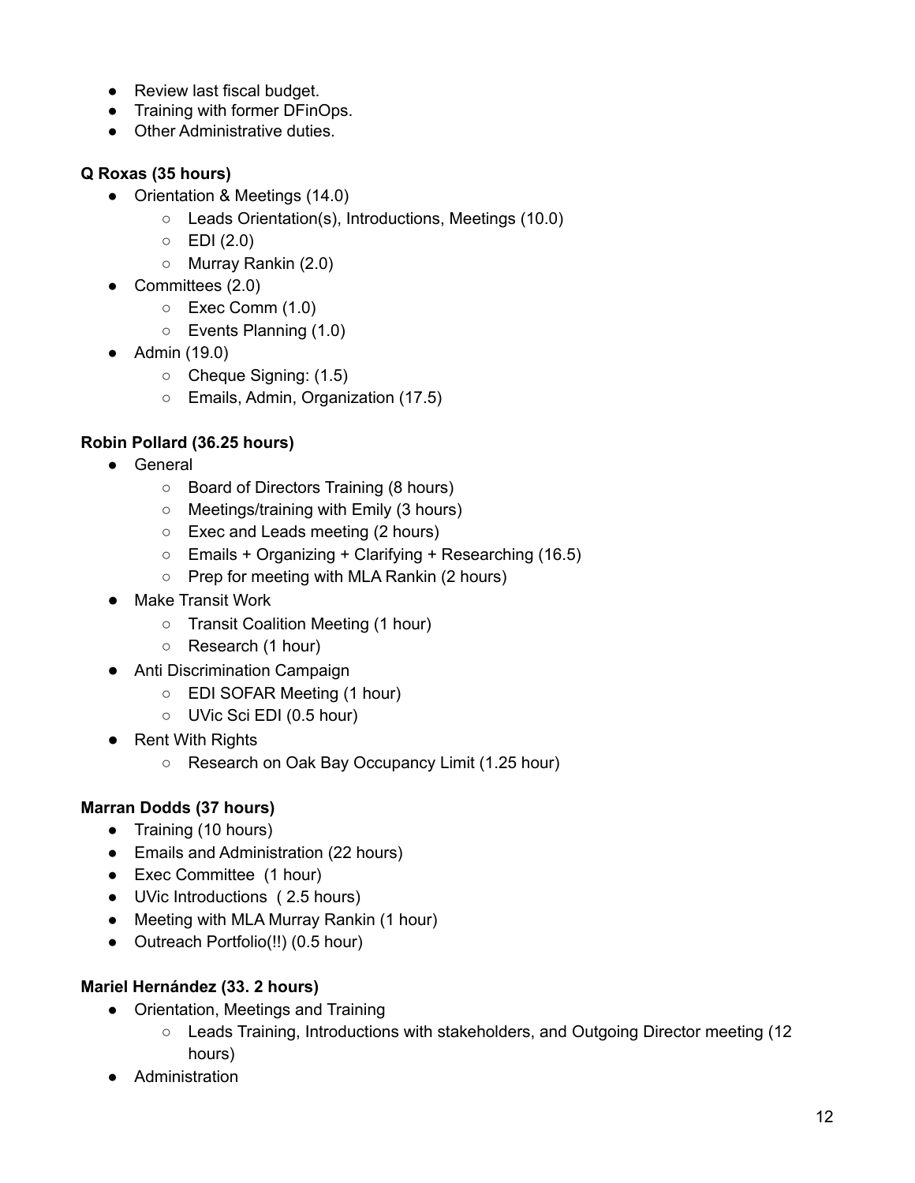- Review last fiscal budget.
- Training with former DFinOps.
- Other Administrative duties.

**Q Roxas (35 hours)**

- Orientation & Meetings (14.0)
  - Leads Orientation(s), Introductions, Meetings (10.0)
  - EDI (2.0)
  - Murray Rankin (2.0)
- Committees (2.0)
  - Exec Comm (1.0)
  - Events Planning (1.0)
- Admin (19.0)
  - Cheque Signing: (1.5)
  - Emails, Admin, Organization (17.5)

**Robin Pollard (36.25 hours)**

- General
  - Board of Directors Training (8 hours)
  - Meetings/training with Emily (3 hours)
  - Exec and Leads meeting (2 hours)
  - Emails + Organizing + Clarifying + Researching (16.5)
  - Prep for meeting with MLA Rankin (2 hours)
- Make Transit Work
  - Transit Coalition Meeting (1 hour)
  - Research (1 hour)
- Anti Discrimination Campaign
  - EDI SOFAR Meeting (1 hour)
  - UVic Sci EDI (0.5 hour)
- Rent With Rights
  - Research on Oak Bay Occupancy Limit (1.25 hour)

**Marran Dodds (37 hours)**

- Training (10 hours)
- Emails and Administration (22 hours)
- Exec Committee (1 hour)
- UVic Introductions ( 2.5 hours)
- Meeting with MLA Murray Rankin (1 hour)
- Outreach Portfolio(!!) (0.5 hour)

**Mariel Hernández (33. 2 hours)**

- Orientation, Meetings and Training
  - Leads Training, Introductions with stakeholders, and Outgoing Director meeting (12 hours)
- Administration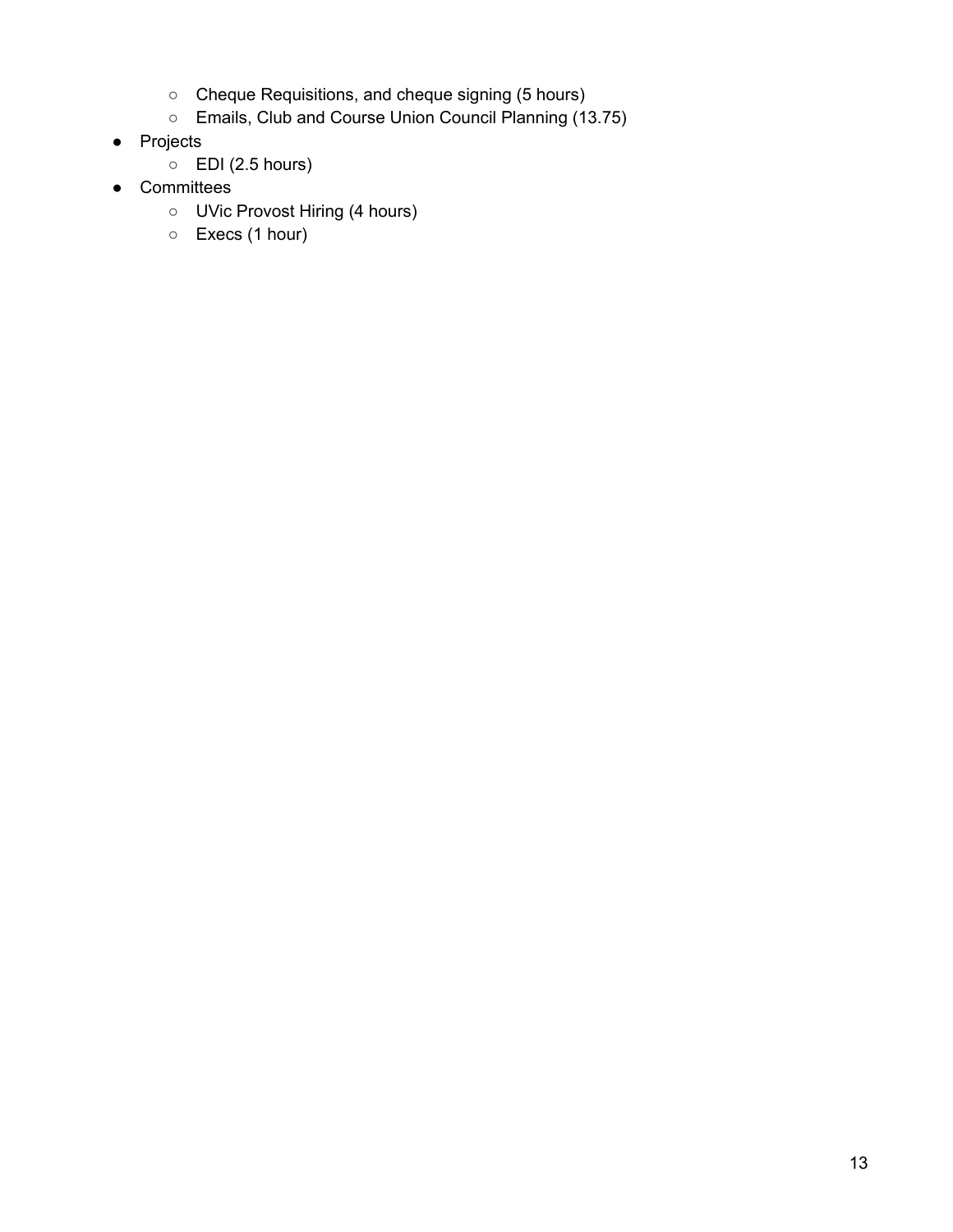- Cheque Requisitions, and cheque signing (5 hours)
    - Emails, Club and Course Union Council Planning (13.75)
- Projects
    - EDI (2.5 hours)
- Committees
    - UVic Provost Hiring (4 hours)
    - Execs (1 hour)